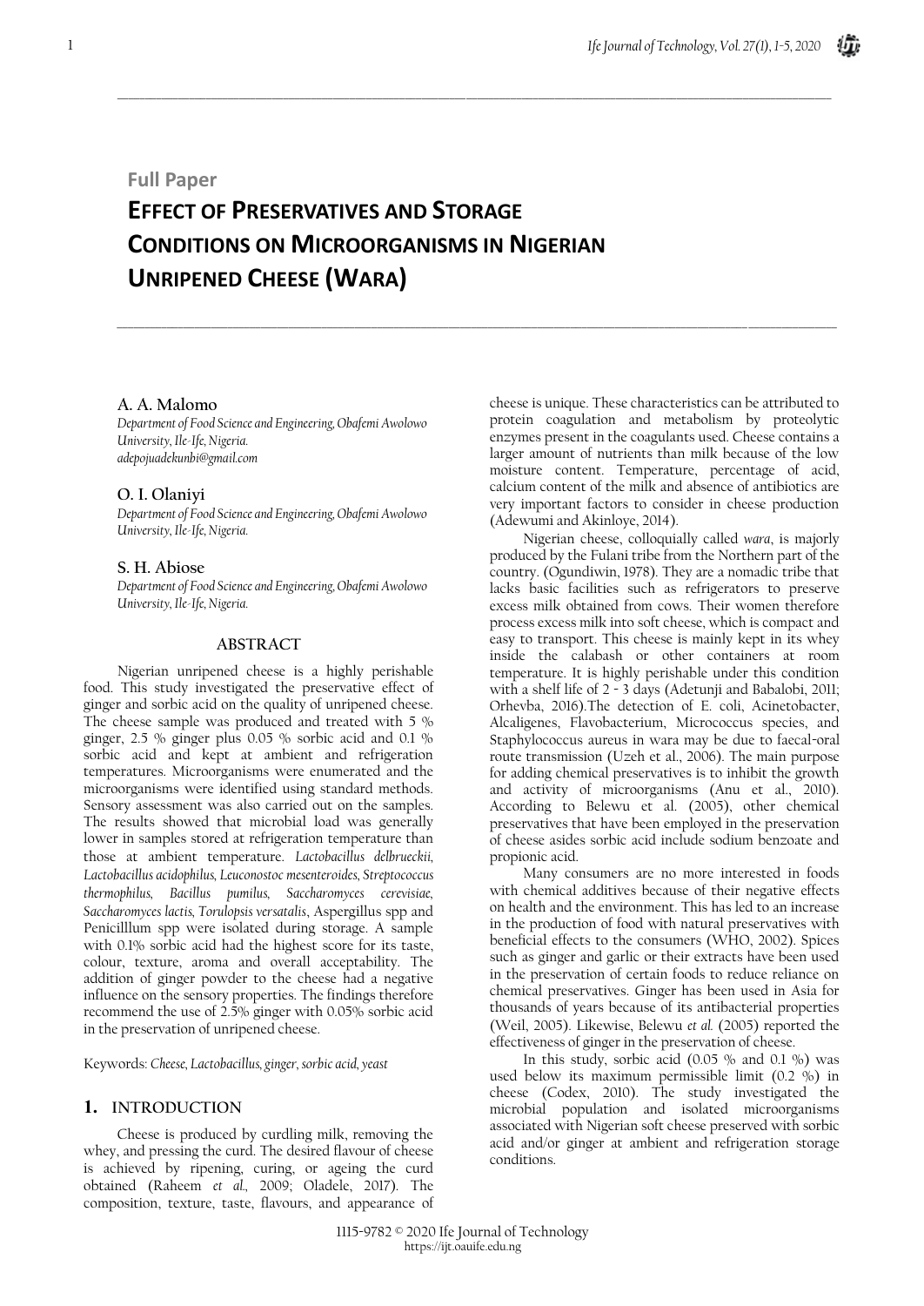Full Paper

# EFFECT OF PRESERVATIVES AND STORAGE CONDITIONS ON MICROORGANISMS IN NIGERIAN UNRIPENED CHEESE (WARA)

**A. A. Malomo**
*Department of Food Science and Engineering, Obafemi Awolowo University, Ile-Ife, Nigeria.*
*adepojuadekunbi@gmail.com*

**O. I. Olaniyi**
*Department of Food Science and Engineering, Obafemi Awolowo University, Ile-Ife, Nigeria.*

**S. H. Abiose**
*Department of Food Science and Engineering, Obafemi Awolowo University, Ile-Ife, Nigeria.*

## ABSTRACT

Nigerian unripened cheese is a highly perishable food. This study investigated the preservative effect of ginger and sorbic acid on the quality of unripened cheese. The cheese sample was produced and treated with 5 % ginger, 2.5 % ginger plus 0.05 % sorbic acid and 0.1 % sorbic acid and kept at ambient and refrigeration temperatures. Microorganisms were enumerated and the microorganisms were identified using standard methods. Sensory assessment was also carried out on the samples. The results showed that microbial load was generally lower in samples stored at refrigeration temperature than those at ambient temperature. *Lactobacillus delbrueckii, Lactobacillus acidophilus, Leuconostoc mesenteroides, Streptococcus thermophilus, Bacillus pumilus, Saccharomyces cerevisiae, Saccharomyces lactis, Torulopsis versatalis*, Aspergillus spp and Penicilllum spp were isolated during storage. A sample with 0.1% sorbic acid had the highest score for its taste, colour, texture, aroma and overall acceptability. The addition of ginger powder to the cheese had a negative influence on the sensory properties. The findings therefore recommend the use of 2.5% ginger with 0.05% sorbic acid in the preservation of unripened cheese.

Keywords: *Cheese, Lactobacillus, ginger, sorbic acid, yeast*

## 1. INTRODUCTION

Cheese is produced by curdling milk, removing the whey, and pressing the curd. The desired flavour of cheese is achieved by ripening, curing, or ageing the curd obtained (Raheem *et al.*, 2009; Oladele, 2017). The composition, texture, taste, flavours, and appearance of cheese is unique. These characteristics can be attributed to protein coagulation and metabolism by proteolytic enzymes present in the coagulants used. Cheese contains a larger amount of nutrients than milk because of the low moisture content. Temperature, percentage of acid, calcium content of the milk and absence of antibiotics are very important factors to consider in cheese production (Adewumi and Akinloye, 2014).

Nigerian cheese, colloquially called *wara*, is majorly produced by the Fulani tribe from the Northern part of the country. (Ogundiwin, 1978). They are a nomadic tribe that lacks basic facilities such as refrigerators to preserve excess milk obtained from cows. Their women therefore process excess milk into soft cheese, which is compact and easy to transport. This cheese is mainly kept in its whey inside the calabash or other containers at room temperature. It is highly perishable under this condition with a shelf life of 2 - 3 days (Adetunji and Babalobi, 2011; Orhevba, 2016).The detection of E. coli, Acinetobacter, Alcaligenes, Flavobacterium, Micrococcus species, and Staphylococcus aureus in wara may be due to faecal-oral route transmission (Uzeh et al., 2006). The main purpose for adding chemical preservatives is to inhibit the growth and activity of microorganisms (Anu et al., 2010). According to Belewu et al. (2005), other chemical preservatives that have been employed in the preservation of cheese asides sorbic acid include sodium benzoate and propionic acid.

Many consumers are no more interested in foods with chemical additives because of their negative effects on health and the environment. This has led to an increase in the production of food with natural preservatives with beneficial effects to the consumers (WHO, 2002). Spices such as ginger and garlic or their extracts have been used in the preservation of certain foods to reduce reliance on chemical preservatives. Ginger has been used in Asia for thousands of years because of its antibacterial properties (Weil, 2005). Likewise, Belewu *et al.* (2005) reported the effectiveness of ginger in the preservation of cheese.

In this study, sorbic acid (0.05 % and 0.1 %) was used below its maximum permissible limit (0.2 %) in cheese (Codex, 2010). The study investigated the microbial population and isolated microorganisms associated with Nigerian soft cheese preserved with sorbic acid and/or ginger at ambient and refrigeration storage conditions.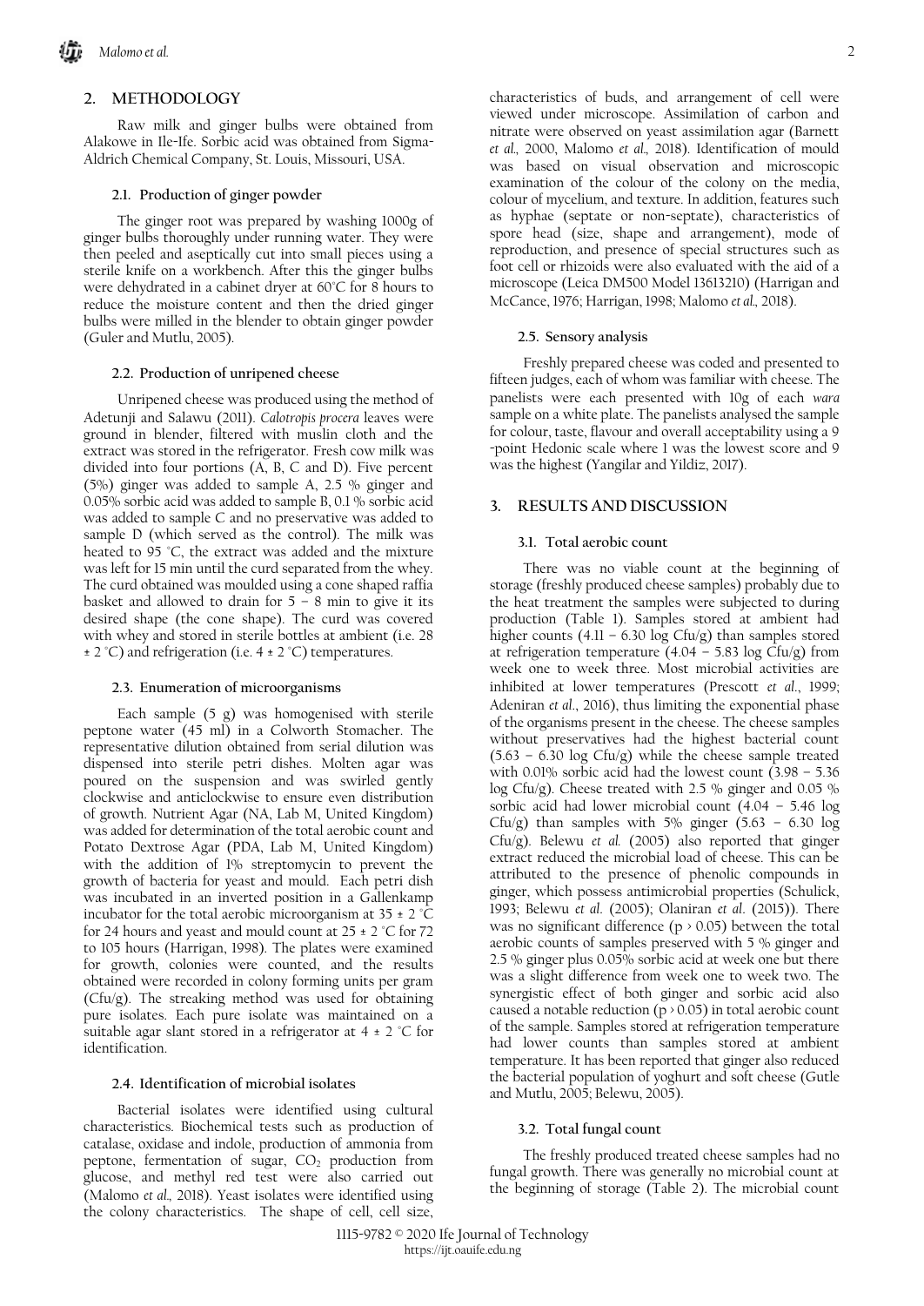## 2. METHODOLOGY

Raw milk and ginger bulbs were obtained from Alakowe in Ile-Ife. Sorbic acid was obtained from Sigma-Aldrich Chemical Company, St. Louis, Missouri, USA.

### 2.1. Production of ginger powder

The ginger root was prepared by washing 1000g of ginger bulbs thoroughly under running water. They were then peeled and aseptically cut into small pieces using a sterile knife on a workbench. After this the ginger bulbs were dehydrated in a cabinet dryer at 60°C for 8 hours to reduce the moisture content and then the dried ginger bulbs were milled in the blender to obtain ginger powder (Guler and Mutlu, 2005).

### 2.2. Production of unripened cheese

Unripened cheese was produced using the method of Adetunji and Salawu (2011). *Calotropis procera* leaves were ground in blender, filtered with muslin cloth and the extract was stored in the refrigerator. Fresh cow milk was divided into four portions (A, B, C and D). Five percent (5%) ginger was added to sample A, 2.5 % ginger and 0.05% sorbic acid was added to sample B, 0.1 % sorbic acid was added to sample C and no preservative was added to sample D (which served as the control). The milk was heated to 95 °C, the extract was added and the mixture was left for 15 min until the curd separated from the whey. The curd obtained was moulded using a cone shaped raffia basket and allowed to drain for 5 – 8 min to give it its desired shape (the cone shape). The curd was covered with whey and stored in sterile bottles at ambient (i.e. 28 ± 2 °C) and refrigeration (i.e. 4 ± 2 °C) temperatures.

### 2.3. Enumeration of microorganisms

Each sample (5 g) was homogenised with sterile peptone water (45 ml) in a Colworth Stomacher. The representative dilution obtained from serial dilution was dispensed into sterile petri dishes. Molten agar was poured on the suspension and was swirled gently clockwise and anticlockwise to ensure even distribution of growth. Nutrient Agar (NA, Lab M, United Kingdom) was added for determination of the total aerobic count and Potato Dextrose Agar (PDA, Lab M, United Kingdom) with the addition of 1% streptomycin to prevent the growth of bacteria for yeast and mould. Each petri dish was incubated in an inverted position in a Gallenkamp incubator for the total aerobic microorganism at 35 ± 2 °C for 24 hours and yeast and mould count at 25 ± 2 °C for 72 to 105 hours (Harrigan, 1998). The plates were examined for growth, colonies were counted, and the results obtained were recorded in colony forming units per gram (Cfu/g). The streaking method was used for obtaining pure isolates. Each pure isolate was maintained on a suitable agar slant stored in a refrigerator at 4 ± 2 °C for identification.

### 2.4. Identification of microbial isolates

Bacterial isolates were identified using cultural characteristics. Biochemical tests such as production of catalase, oxidase and indole, production of ammonia from peptone, fermentation of sugar, $CO_2$ production from glucose, and methyl red test were also carried out (Malomo *et al.*, 2018). Yeast isolates were identified using the colony characteristics. The shape of cell, cell size, characteristics of buds, and arrangement of cell were viewed under microscope. Assimilation of carbon and nitrate were observed on yeast assimilation agar (Barnett *et al.*, 2000, Malomo *et al.*, 2018). Identification of mould was based on visual observation and microscopic examination of the colour of the colony on the media, colour of mycelium, and texture. In addition, features such as hyphae (septate or non-septate), characteristics of spore head (size, shape and arrangement), mode of reproduction, and presence of special structures such as foot cell or rhizoids were also evaluated with the aid of a microscope (Leica DM500 Model 13613210) (Harrigan and McCance, 1976; Harrigan, 1998; Malomo *et al.*, 2018).

### 2.5. Sensory analysis

Freshly prepared cheese was coded and presented to fifteen judges, each of whom was familiar with cheese. The panelists were each presented with 10g of each *wara* sample on a white plate. The panelists analysed the sample for colour, taste, flavour and overall acceptability using a 9 -point Hedonic scale where 1 was the lowest score and 9 was the highest (Yangilar and Yildiz, 2017).

## 3. RESULTS AND DISCUSSION

### 3.1. Total aerobic count

There was no viable count at the beginning of storage (freshly produced cheese samples) probably due to the heat treatment the samples were subjected to during production (Table 1). Samples stored at ambient had higher counts (4.11 – 6.30 log Cfu/g) than samples stored at refrigeration temperature (4.04 – 5.83 log Cfu/g) from week one to week three. Most microbial activities are inhibited at lower temperatures (Prescott *et al.*, 1999; Adeniran *et al.*, 2016), thus limiting the exponential phase of the organisms present in the cheese. The cheese samples without preservatives had the highest bacterial count (5.63 – 6.30 log Cfu/g) while the cheese sample treated with 0.01% sorbic acid had the lowest count (3.98 – 5.36 log Cfu/g). Cheese treated with 2.5 % ginger and 0.05 % sorbic acid had lower microbial count (4.04 – 5.46 log Cfu/g) than samples with 5% ginger (5.63 – 6.30 log Cfu/g). Belewu *et al.* (2005) also reported that ginger extract reduced the microbial load of cheese. This can be attributed to the presence of phenolic compounds in ginger, which possess antimicrobial properties (Schulick, 1993; Belewu *et al.* (2005); Olaniran *et al.* (2015)). There was no significant difference ($p > 0.05$) between the total aerobic counts of samples preserved with 5 % ginger and 2.5 % ginger plus 0.05% sorbic acid at week one but there was a slight difference from week one to week two. The synergistic effect of both ginger and sorbic acid also caused a notable reduction ($p > 0.05$) in total aerobic count of the sample. Samples stored at refrigeration temperature had lower counts than samples stored at ambient temperature. It has been reported that ginger also reduced the bacterial population of yoghurt and soft cheese (Gutle and Mutlu, 2005; Belewu, 2005).

### 3.2. Total fungal count

The freshly produced treated cheese samples had no fungal growth. There was generally no microbial count at the beginning of storage (Table 2). The microbial count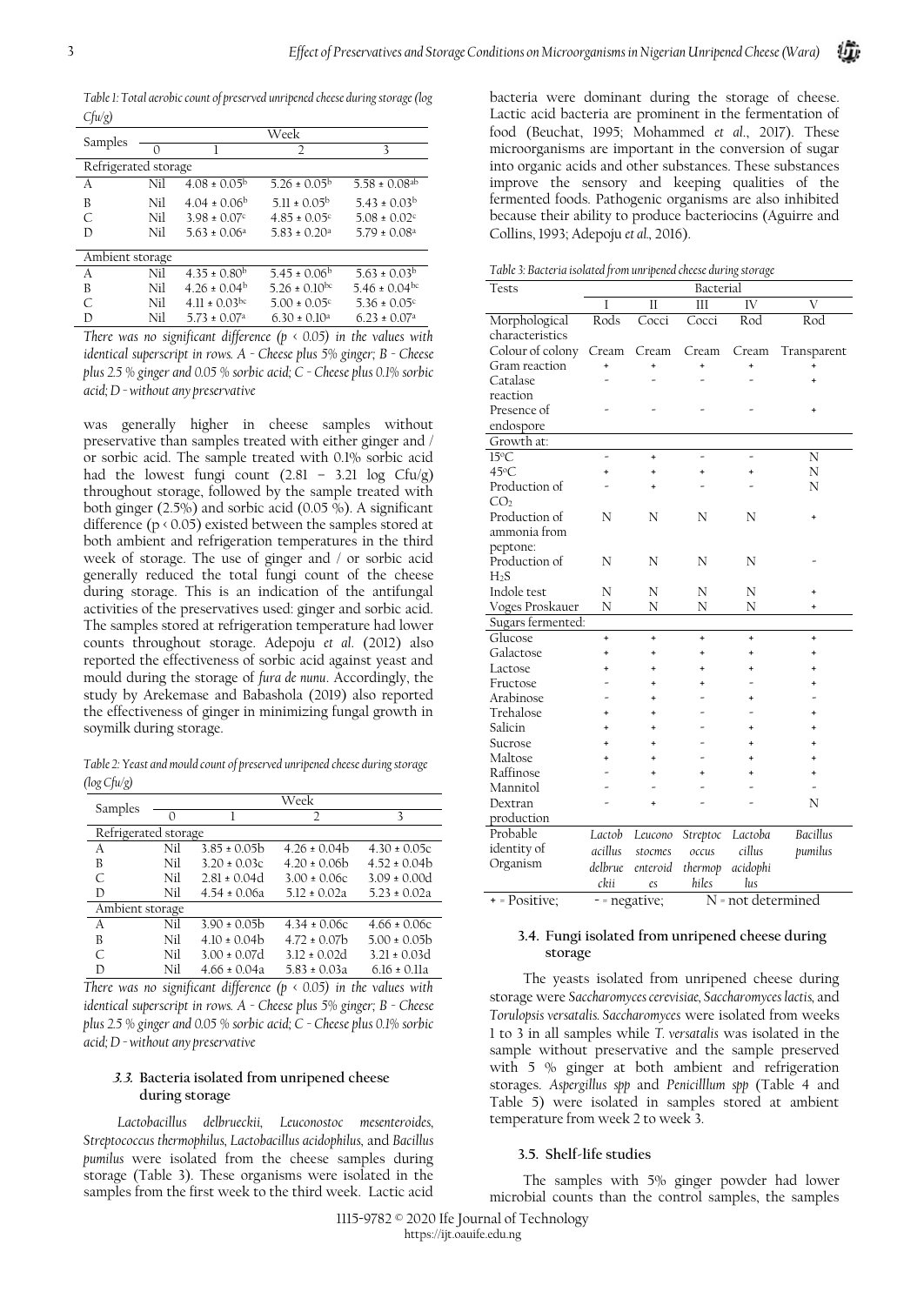*Table 1: Total aerobic count of preserved unripened cheese during storage (log Cfu/g)*

| Samples | Week | | | |
|---|---|---|---|---|
| | 0 | 1 | 2 | 3 |
| Refrigerated storage | | | | |
| A | Nil | $4.08 \pm 0.05^{b}$ | $5.26 \pm 0.05^{b}$ | $5.58 \pm 0.08^{ab}$ |
| B | Nil | $4.04 \pm 0.06^{b}$ | $5.11 \pm 0.05^{b}$ | $5.43 \pm 0.03^{b}$ |
| C | Nil | $3.98 \pm 0.07^{c}$ | $4.85 \pm 0.05^{c}$ | $5.08 \pm 0.02^{c}$ |
| D | Nil | $5.63 \pm 0.06^{a}$ | $5.83 \pm 0.20^{a}$ | $5.79 \pm 0.08^{a}$ |
| Ambient storage | | | | |
| A | Nil | $4.35 \pm 0.80^{b}$ | $5.45 \pm 0.06^{b}$ | $5.63 \pm 0.03^{b}$ |
| B | Nil | $4.26 \pm 0.04^{b}$ | $5.26 \pm 0.10^{bc}$ | $5.46 \pm 0.04^{bc}$ |
| C | Nil | $4.11 \pm 0.03^{bc}$ | $5.00 \pm 0.05^{c}$ | $5.36 \pm 0.05^{c}$ |
| D | Nil | $5.73 \pm 0.07^{a}$ | $6.30 \pm 0.10^{a}$ | $6.23 \pm 0.07^{a}$ |

*There was no significant difference ($p < 0.05$) in the values with identical superscript in rows. A - Cheese plus 5% ginger; B - Cheese plus 2.5 % ginger and 0.05 % sorbic acid; C - Cheese plus 0.1% sorbic acid; D - without any preservative*

was generally higher in cheese samples without preservative than samples treated with either ginger and / or sorbic acid. The sample treated with 0.1% sorbic acid had the lowest fungi count (2.81 – 3.21 log Cfu/g) throughout storage, followed by the sample treated with both ginger (2.5%) and sorbic acid (0.05 %). A significant difference ($p < 0.05$) existed between the samples stored at both ambient and refrigeration temperatures in the third week of storage. The use of ginger and / or sorbic acid generally reduced the total fungi count of the cheese during storage. This is an indication of the antifungal activities of the preservatives used: ginger and sorbic acid. The samples stored at refrigeration temperature had lower counts throughout storage. Adepoju *et al.* (2012) also reported the effectiveness of sorbic acid against yeast and mould during the storage of *fura de nunu*. Accordingly, the study by Arekemase and Babashola (2019) also reported the effectiveness of ginger in minimizing fungal growth in soymilk during storage.

*Table 2: Yeast and mould count of preserved unripened cheese during storage (log Cfu/g)*

| Samples | Week | | | |
|---|---|---|---|---|
| | 0 | 1 | 2 | 3 |
| Refrigerated storage | | | | |
| A | Nil | 3.85 ± 0.05b | 4.26 ± 0.04b | 4.30 ± 0.05c |
| B | Nil | 3.20 ± 0.03c | 4.20 ± 0.06b | 4.52 ± 0.04b |
| C | Nil | 2.81 ± 0.04d | 3.00 ± 0.06c | 3.09 ± 0.00d |
| D | Nil | 4.54 ± 0.06a | 5.12 ± 0.02a | 5.23 ± 0.02a |
| Ambient storage | | | | |
| A | Nil | 3.90 ± 0.05b | 4.34 ± 0.06c | 4.66 ± 0.06c |
| B | Nil | 4.10 ± 0.04b | 4.72 ± 0.07b | 5.00 ± 0.05b |
| C | Nil | 3.00 ± 0.07d | 3.12 ± 0.02d | 3.21 ± 0.03d |
| D | Nil | 4.66 ± 0.04a | 5.83 ± 0.03a | 6.16 ± 0.11a |

*There was no significant difference ($p < 0.05$) in the values with identical superscript in rows. A - Cheese plus 5% ginger; B - Cheese plus 2.5 % ginger and 0.05 % sorbic acid; C - Cheese plus 0.1% sorbic acid; D - without any preservative*

### 3.3. Bacteria isolated from unripened cheese during storage

*Lactobacillus delbrueckii, Leuconostoc mesenteroides, Streptococcus thermophilus, Lactobacillus acidophilus,* and *Bacillus pumilus* were isolated from the cheese samples during storage (Table 3). These organisms were isolated in the samples from the first week to the third week. Lactic acid bacteria were dominant during the storage of cheese. Lactic acid bacteria are prominent in the fermentation of food (Beuchat, 1995; Mohammed *et al*., 2017). These microorganisms are important in the conversion of sugar into organic acids and other substances. These substances improve the sensory and keeping qualities of the fermented foods. Pathogenic organisms are also inhibited because their ability to produce bacteriocins (Aguirre and Collins, 1993; Adepoju *et al.,* 2016).

*Table 3: Bacteria isolated from unripened cheese during storage*

| Tests | Bacterial | | | | |
|---|---|---|---|---|---|
| | I | II | III | IV | V |
| Morphological characteristics | Rods | Cocci | Cocci | Rod | Rod |
| Colour of colony | Cream | Cream | Cream | Cream | Transparent |
| Gram reaction | + | + | + | + | + |
| Catalase reaction | - | - | - | - | + |
| Presence of endospore | - | - | - | - | + |
| Growth at: | | | | | |
| 15°C | - | + | - | - | N |
| 45°C | + | + | + | + | N |
| Production of $CO_2$ | - | + | - | - | N |
| Production of ammonia from peptone: | N | N | N | N | + |
| Production of $H_2S$ | N | N | N | N | - |
| Indole test | N | N | N | N | + |
| Voges Proskauer | N | N | N | N | + |
| Sugars fermented: | | | | | |
| Glucose | + | + | + | + | + |
| Galactose | + | + | + | + | + |
| Lactose | + | + | + | + | + |
| Fructose | - | + | + | - | + |
| Arabinose | - | + | - | + | - |
| Trehalose | + | + | - | - | + |
| Salicin | + | + | - | + | + |
| Sucrose | + | + | - | + | + |
| Maltose | + | + | - | + | + |
| Raffinose | - | + | + | + | + |
| Mannitol | - | - | - | - | - |
| Dextran production | - | + | - | - | N |
| Probable identity of Organism | *Lactobacillus delbrueckii* | *Leuconostoc enteroides* | *Streptococcus thermophiles* | *Lactobacillus acidophilus* | *Bacillus pumilus* |

+ = Positive; - = negative; N = not determined

### 3.4. Fungi isolated from unripened cheese during storage

The yeasts isolated from unripened cheese during storage were *Saccharomyces cerevisiae, Saccharomyces lactis,* and *Torulopsis versatalis. Saccharomyces* were isolated from weeks 1 to 3 in all samples while *T. versatalis* was isolated in the sample without preservative and the sample preserved with 5 % ginger at both ambient and refrigeration storages. *Aspergillus spp* and *Penicilllum spp* (Table 4 and Table 5) were isolated in samples stored at ambient temperature from week 2 to week 3.

### 3.5. Shelf-life studies

The samples with 5% ginger powder had lower microbial counts than the control samples, the samples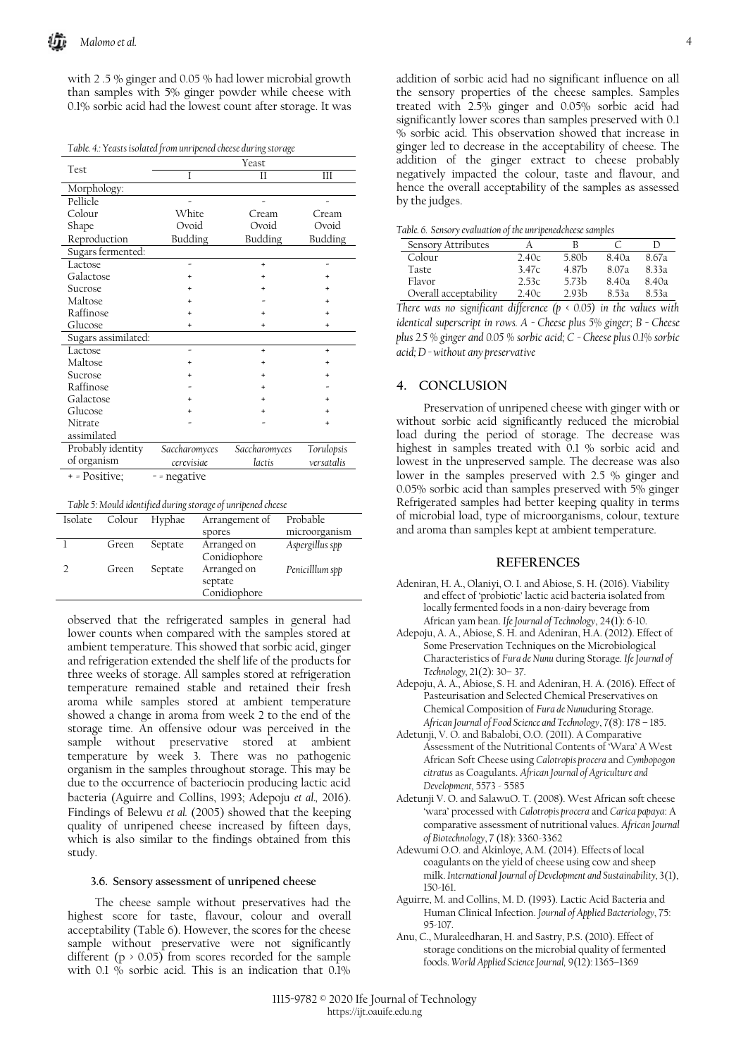with 2 .5 % ginger and 0.05 % had lower microbial growth than samples with 5% ginger powder while cheese with 0.1% sorbic acid had the lowest count after storage. It was

*Table. 4.: Yeasts isolated from unripened cheese during storage*

| Test | Yeast | | |
|---|---|---|---|
| | I | II | III |
| Morphology: | | | |
| Pellicle | - | - | - |
| Colour | White | Cream | Cream |
| Shape | Ovoid | Ovoid | Ovoid |
| Reproduction | Budding | Budding | Budding |
| Sugars fermented: | | | |
| Lactose | - | + | - |
| Galactose | + | + | + |
| Sucrose | + | + | + |
| Maltose | + | - | + |
| Raffinose | + | + | + |
| Glucose | + | + | + |
| Sugars assimilated: | | | |
| Lactose | - | + | + |
| Maltose | + | + | + |
| Sucrose | + | + | + |
| Raffinose | - | + | - |
| Galactose | + | + | + |
| Glucose | + | + | + |
| Nitrate assimilated | - | - | + |
| Probably identity of organism | *Saccharomyces cerevisiae* | *Saccharomyces lactis* | *Torulopsis versatalis* |

+ = Positive; - = negative

*Table 5: Mould identified during storage of unripened cheese*

| Isolate | Colour | Hyphae | Arrangement of spores | Probable microorganism |
|---|---|---|---|---|
| 1 | Green | Septate | Arranged on Conidiophore | *Aspergillus spp* |
| 2 | Green | Septate | Arranged on septate Conidiophore | *Penicilllum spp* |

observed that the refrigerated samples in general had lower counts when compared with the samples stored at ambient temperature. This showed that sorbic acid, ginger and refrigeration extended the shelf life of the products for three weeks of storage. All samples stored at refrigeration temperature remained stable and retained their fresh aroma while samples stored at ambient temperature showed a change in aroma from week 2 to the end of the storage time. An offensive odour was perceived in the sample without preservative stored at ambient temperature by week 3. There was no pathogenic organism in the samples throughout storage. This may be due to the occurrence of bacteriocin producing lactic acid bacteria (Aguirre and Collins, 1993; Adepoju *et al*., 2016). Findings of Belewu *et al.* (2005) showed that the keeping quality of unripened cheese increased by fifteen days, which is also similar to the findings obtained from this study.

### 3.6. Sensory assessment of unripened cheese

The cheese sample without preservatives had the highest score for taste, flavour, colour and overall acceptability (Table 6). However, the scores for the cheese sample without preservative were not significantly different ($p > 0.05$) from scores recorded for the sample with 0.1 % sorbic acid. This is an indication that 0.1% addition of sorbic acid had no significant influence on all the sensory properties of the cheese samples. Samples treated with 2.5% ginger and 0.05% sorbic acid had significantly lower scores than samples preserved with 0.1 % sorbic acid. This observation showed that increase in ginger led to decrease in the acceptability of cheese. The addition of the ginger extract to cheese probably negatively impacted the colour, taste and flavour, and hence the overall acceptability of the samples as assessed by the judges.

*Table. 6. Sensory evaluation of the unripenedcheese samples*

| Sensory Attributes | A | B | C | D |
|---|---|---|---|---|
| Colour | 2.40c | 5.80b | 8.40a | 8.67a |
| Taste | 3.47c | 4.87b | 8.07a | 8.33a |
| Flavor | 2.53c | 5.73b | 8.40a | 8.40a |
| Overall acceptability | 2.40c | 2.93b | 8.53a | 8.53a |

*There was no significant difference ($p < 0.05$) in the values with identical superscript in rows. A - Cheese plus 5% ginger; B - Cheese plus 2.5 % ginger and 0.05 % sorbic acid; C - Cheese plus 0.1% sorbic acid; D - without any preservative*

## 4. CONCLUSION

Preservation of unripened cheese with ginger with or without sorbic acid significantly reduced the microbial load during the period of storage. The decrease was highest in samples treated with 0.1 % sorbic acid and lowest in the unpreserved sample. The decrease was also lower in the samples preserved with 2.5 % ginger and 0.05% sorbic acid than samples preserved with 5% ginger Refrigerated samples had better keeping quality in terms of microbial load, type of microorganisms, colour, texture and aroma than samples kept at ambient temperature.

## REFERENCES

Adeniran, H. A., Olaniyi, O. I. and Abiose, S. H. (2016). Viability and effect of 'probiotic' lactic acid bacteria isolated from locally fermented foods in a non-dairy beverage from African yam bean. *Ife Journal of Technology*, 24(1): 6-10.

Adepoju, A. A., Abiose, S. H. and Adeniran, H.A. (2012). Effect of Some Preservation Techniques on the Microbiological Characteristics of *Fura de Nunu* during Storage. *Ife Journal of Technology*, 21(2): 30– 37.

Adepoju, A. A., Abiose, S. H. and Adeniran, H. A. (2016). Effect of Pasteurisation and Selected Chemical Preservatives on Chemical Composition of *Fura de Nunu*during Storage. *African Journal of Food Science and Technology*, 7(8): 178 – 185.

Adetunji, V. O. and Babalobi, O.O. (2011). A Comparative Assessment of the Nutritional Contents of 'Wara' A West African Soft Cheese using *Calotropis procera* and *Cymbopogon citratus* as Coagulants. *African Journal of Agriculture and Development*, 5573 - 5585

Adetunji V. O. and SalawuO. T. (2008). West African soft cheese 'wara' processed with *Calotropis procera* and *Carica papaya*: A comparative assessment of nutritional values. *African Journal of Biotechnology*, 7 (18): 3360-3362

Adewumi O.O. and Akinloye, A.M. (2014). Effects of local coagulants on the yield of cheese using cow and sheep milk. *International Journal of Development and Sustainability*, 3(1), 150-161.

Aguirre, M. and Collins, M. D. (1993). Lactic Acid Bacteria and Human Clinical Infection. *Journal of Applied Bacteriology*, 75: 95-107.

Anu, C., Muraleedharan, H. and Sastry, P.S. (2010). Effect of storage conditions on the microbial quality of fermented foods. *World Applied Science Journal,* 9(12): 1365–1369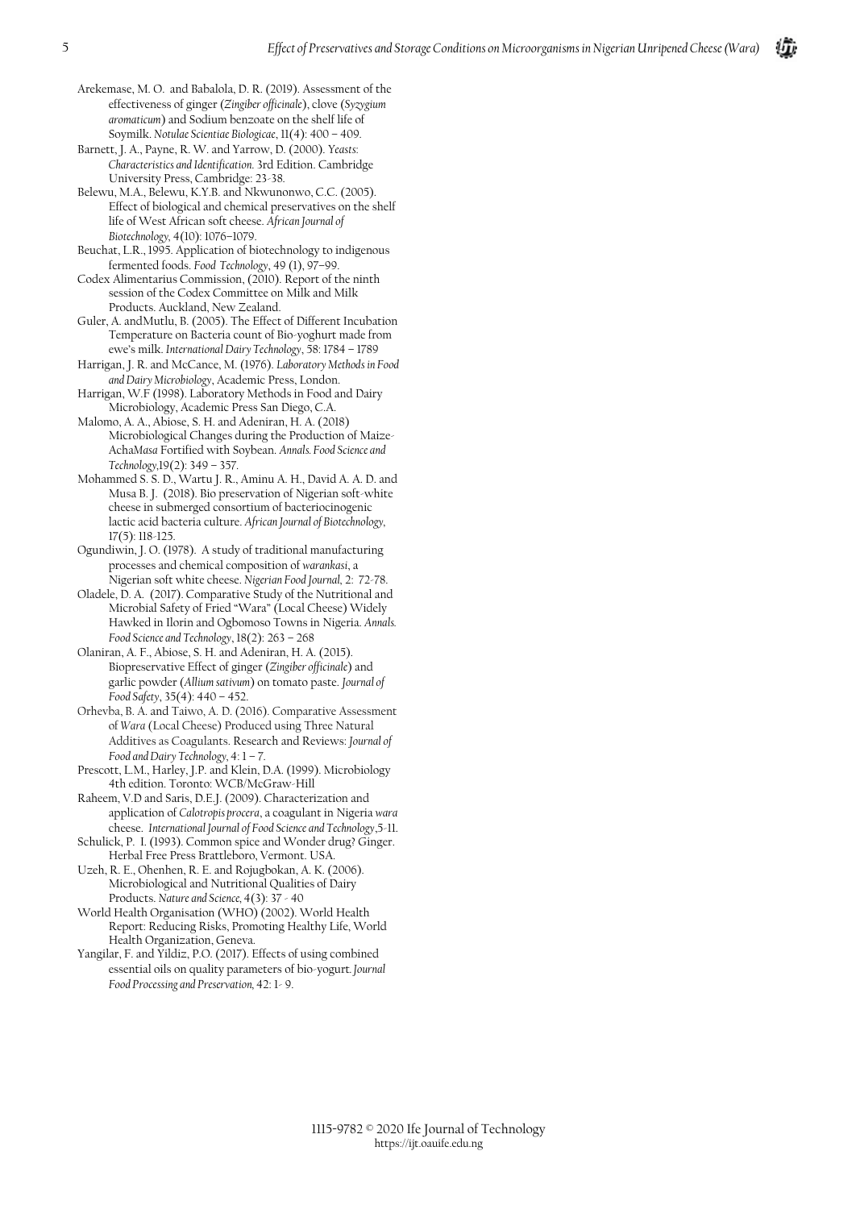Arekemase, M. O. and Babalola, D. R. (2019). Assessment of the effectiveness of ginger (*Zingiber officinale*), clove (*Syzygium aromaticum*) and Sodium benzoate on the shelf life of Soymilk. *Notulae Scientiae Biologicae*, 11(4): 400 – 409.

Barnett, J. A., Payne, R. W. and Yarrow, D. (2000). *Yeasts: Characteristics and Identification*. 3rd Edition. Cambridge University Press, Cambridge: 23-38.

Belewu, M.A., Belewu, K.Y.B. and Nkwunonwo, C.C. (2005). Effect of biological and chemical preservatives on the shelf life of West African soft cheese. *African Journal of Biotechnology*, 4(10): 1076–1079.

Beuchat, L.R., 1995. Application of biotechnology to indigenous fermented foods. *Food Technology*, 49 (1), 97–99.

Codex Alimentarius Commission, (2010). Report of the ninth session of the Codex Committee on Milk and Milk Products. Auckland, New Zealand.

Guler, A. andMutlu, B. (2005). The Effect of Different Incubation Temperature on Bacteria count of Bio-yoghurt made from ewe's milk. *International Dairy Technology*, 58: 1784 – 1789

Harrigan, J. R. and McCance, M. (1976). *Laboratory Methods in Food and Dairy Microbiology*, Academic Press, London.

Harrigan, W.F (1998). Laboratory Methods in Food and Dairy Microbiology, Academic Press San Diego, C.A.

Malomo, A. A., Abiose, S. H. and Adeniran, H. A. (2018) Microbiological Changes during the Production of Maize-Acha*Masa* Fortified with Soybean. *Annals. Food Science and Technology*,19(2): 349 – 357.

Mohammed S. S. D., Wartu J. R., Aminu A. H., David A. A. D. and Musa B. J. (2018). Bio preservation of Nigerian soft-white cheese in submerged consortium of bacteriocinogenic lactic acid bacteria culture. *African Journal of Biotechnology*, 17(5): 118-125.

Ogundiwin, J. O. (1978). A study of traditional manufacturing processes and chemical composition of *warankasi*, a Nigerian soft white cheese. *Nigerian Food Journal*, 2: 72-78.

Oladele, D. A. (2017). Comparative Study of the Nutritional and Microbial Safety of Fried "Wara" (Local Cheese) Widely Hawked in Ilorin and Ogbomoso Towns in Nigeria. *Annals. Food Science and Technology*, 18(2): 263 – 268

Olaniran, A. F., Abiose, S. H. and Adeniran, H. A. (2015). Biopreservative Effect of ginger (*Zingiber officinale*) and garlic powder (*Allium sativum*) on tomato paste. *Journal of Food Safety*, 35(4): 440 – 452.

Orhevba, B. A. and Taiwo, A. D. (2016). Comparative Assessment of *Wara* (Local Cheese) Produced using Three Natural Additives as Coagulants. Research and Reviews: *Journal of Food and Dairy Technology*, 4: 1 – 7.

Prescott, L.M., Harley, J.P. and Klein, D.A. (1999). Microbiology 4th edition. Toronto: WCB/McGraw-Hill

Raheem, V.D and Saris, D.E.J. (2009). Characterization and application of *Calotropis procera*, a coagulant in Nigeria *wara* cheese. *International Journal of Food Science and Technology*,5-11.

Schulick, P. I. (1993). Common spice and Wonder drug? Ginger. Herbal Free Press Brattleboro, Vermont. USA.

Uzeh, R. E., Ohenhen, R. E. and Rojugbokan, A. K. (2006). Microbiological and Nutritional Qualities of Dairy Products. *Nature and Science*, 4(3): 37 - 40

World Health Organisation (WHO) (2002). World Health Report: Reducing Risks, Promoting Healthy Life, World Health Organization, Geneva.

Yangilar, F. and Yildiz, P.O. (2017). Effects of using combined essential oils on quality parameters of bio-yogurt. *Journal Food Processing and Preservation*, 42: 1- 9.